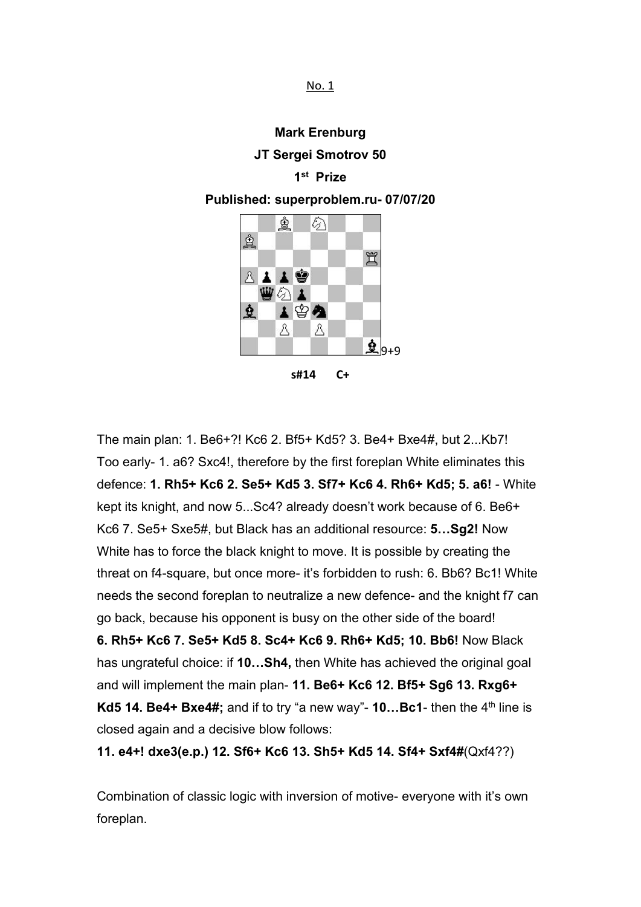No. 1

**Mark Erenburg**

**JT Sergei Smotrov 50**

**1st Prize**

**Published: superproblem.ru- 07/07/20**

9+9

**s#14 C+**

The main plan: 1. Be6+?! Kc6 2. Bf5+ Kd5? 3. Be4+ Bxe4#, but 2...Kb7! Too early- 1. a6? Sxc4!, therefore by the first foreplan White eliminates this defence: **1. Rh5+ Kc6 2. Se5+ Kd5 3. Sf7+ Kc6 4. Rh6+ Kd5; 5. a6!** - White kept its knight, and now 5...Sc4? already doesn't work because of 6. Be6+ Kc6 7. Se5+ Sxe5#, but Black has an additional resource: **5…Sg2!** Now White has to force the black knight to move. It is possible by creating the threat on f4-square, but once more- it's forbidden to rush: 6. Bb6? Bc1! White needs the second foreplan to neutralize a new defence- and the knight f7 can go back, because his opponent is busy on the other side of the board! **6. Rh5+ Kc6 7. Se5+ Kd5 8. Sc4+ Kc6 9. Rh6+ Kd5; 10. Bb6!** Now Black has ungrateful choice: if **10…Sh4,** then White has achieved the original goal and will implement the main plan- **11. Be6+ Kc6 12. Bf5+ Sg6 13. Rxg6+ Kd5 14. Be4+ Bxe4#;** and if to try "a new way"- **10…Bc1**- then the 4th line is closed again and a decisive blow follows:

**11. e4+! dxe3(e.p.) 12. Sf6+ Kc6 13. Sh5+ Kd5 14. Sf4+ Sxf4#**(Qxf4??)

Combination of classic logic with inversion of motive- everyone with it's own foreplan.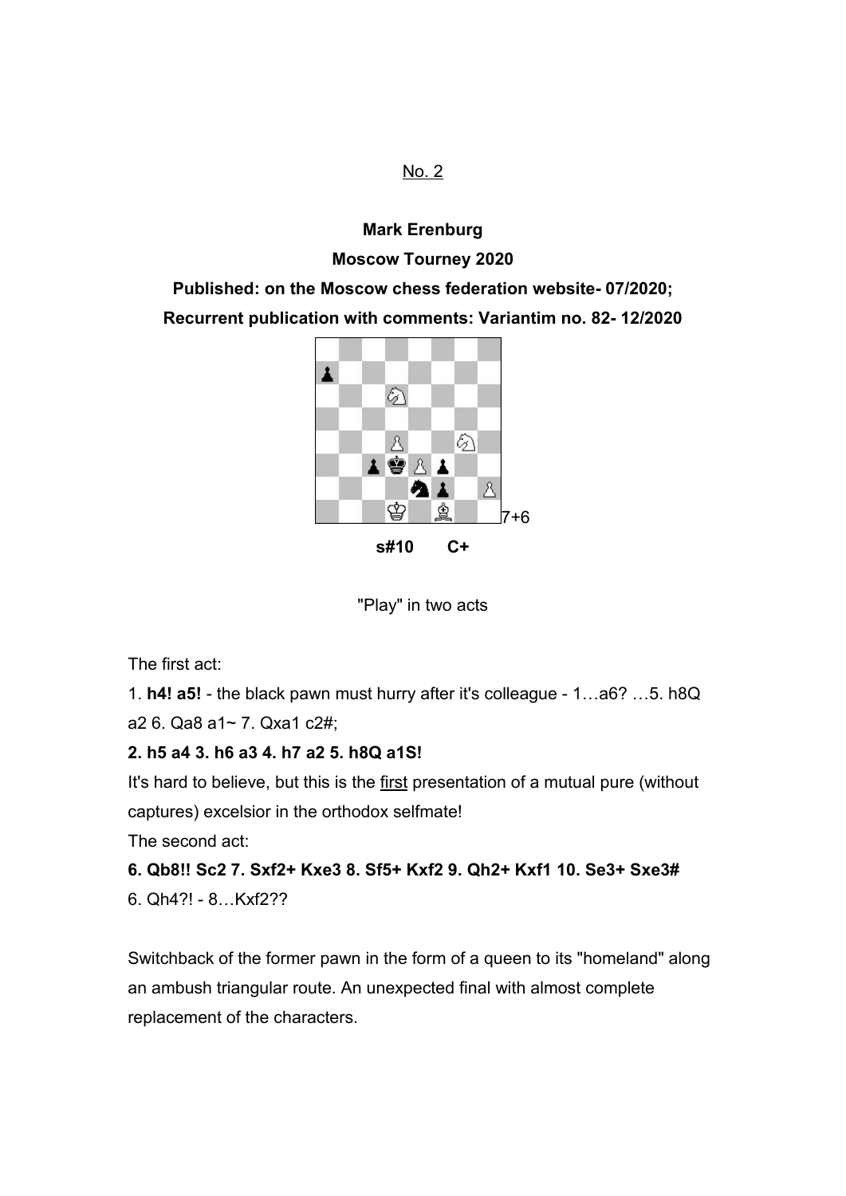No. 2

**Mark Erenburg**

**Moscow Tourney 2020**

**Published: on the Moscow chess federation website- 07/2020;**

**Recurrent publication with comments: Variantim no. 82- 12/2020**

7+6

**s#10 C+**

"Play" in two acts

The first act:

1. **h4! a5!** - the black pawn must hurry after it's colleague - 1…a6? …5. h8Q a2 6. Qa8 a1~ 7. Qxa1 c2#;

**2. h5 a4 3. h6 a3 4. h7 a2 5. h8Q a1S!**

It's hard to believe, but this is the first presentation of a mutual pure (without captures) excelsior in the orthodox selfmate!

The second act:

**6. Qb8!! Sc2 7. Sxf2+ Kxe3 8. Sf5+ Kxf2 9. Qh2+ Kxf1 10. Se3+ Sxe3#**

6. Qh4?! - 8…Kxf2??

Switchback of the former pawn in the form of a queen to its "homeland" along an ambush triangular route. An unexpected final with almost complete replacement of the characters.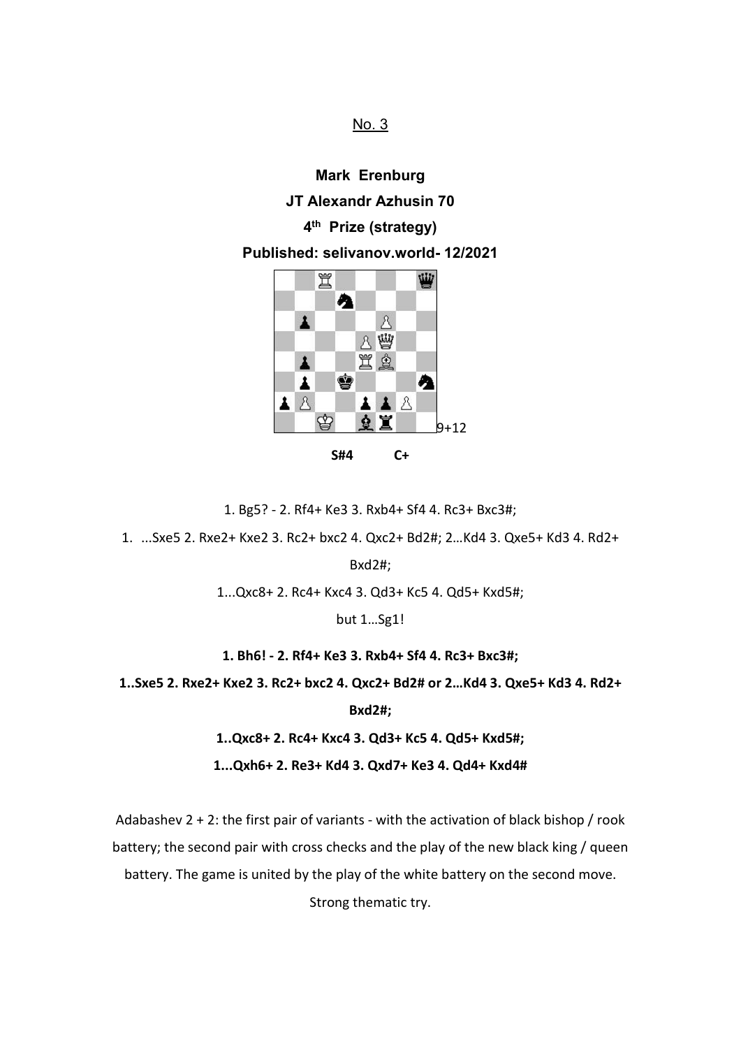No. 3

**Mark Erenburg**

**JT Alexandr Azhusin 70**

**4th Prize (strategy)**

**Published: selivanov.world- 12/2021**

9+12

**S#4 C+**

1. Bg5? - 2. Rf4+ Ke3 3. Rxb4+ Sf4 4. Rc3+ Bxc3#;

1. ...Sxe5 2. Rxe2+ Kxe2 3. Rc2+ bxc2 4. Qxc2+ Bd2#; 2…Kd4 3. Qxe5+ Kd3 4. Rd2+ Bxd2#;

1...Qxc8+ 2. Rc4+ Kxc4 3. Qd3+ Kc5 4. Qd5+ Kxd5#;

but 1…Sg1!

**1. Bh6! - 2. Rf4+ Ke3 3. Rxb4+ Sf4 4. Rc3+ Bxc3#;**

**1..Sxe5 2. Rxe2+ Kxe2 3. Rc2+ bxc2 4. Qxc2+ Bd2# or 2…Kd4 3. Qxe5+ Kd3 4. Rd2+ Bxd2#;**

**1..Qxc8+ 2. Rc4+ Kxc4 3. Qd3+ Kc5 4. Qd5+ Kxd5#;**

**1...Qxh6+ 2. Re3+ Kd4 3. Qxd7+ Ke3 4. Qd4+ Kxd4#**

Adabashev 2 + 2: the first pair of variants - with the activation of black bishop / rook battery; the second pair with cross checks and the play of the new black king / queen battery. The game is united by the play of the white battery on the second move. Strong thematic try.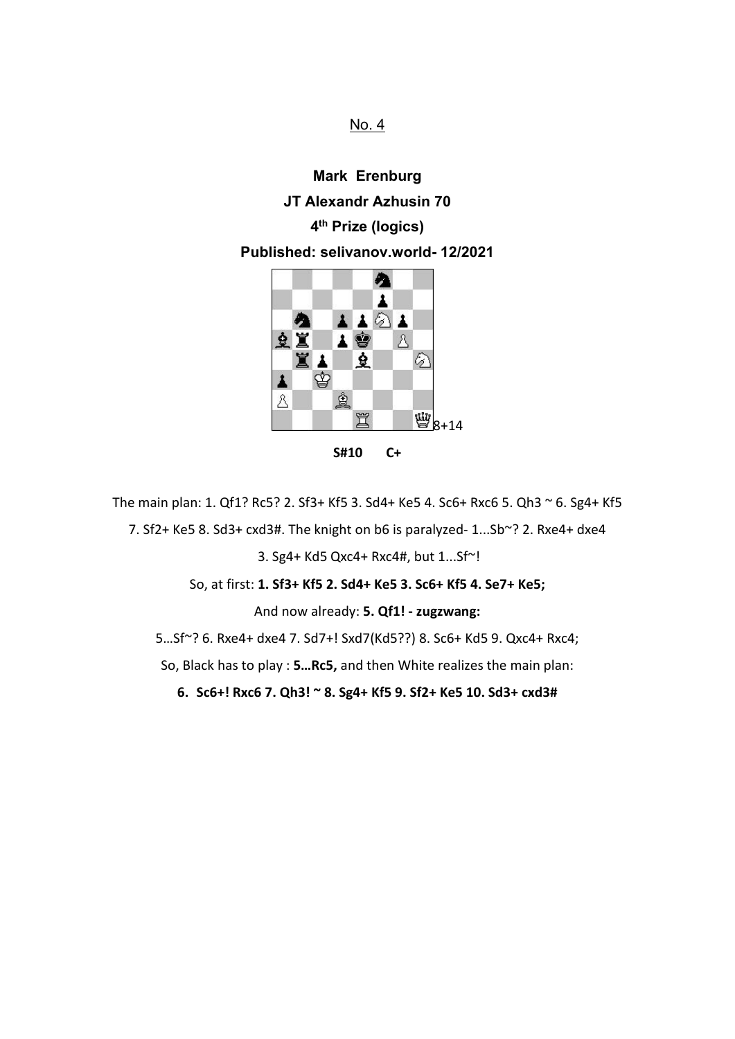No. 4

**Mark Erenburg**

**JT Alexandr Azhusin 70**

**4th Prize (logics)**

**Published: selivanov.world- 12/2021**

8+14

**S#10 C+**

The main plan: 1. Qf1? Rc5? 2. Sf3+ Kf5 3. Sd4+ Ke5 4. Sc6+ Rxc6 5. Qh3 ~ 6. Sg4+ Kf5 7. Sf2+ Ke5 8. Sd3+ cxd3#. The knight on b6 is paralyzed- 1...Sb~? 2. Rxe4+ dxe4 3. Sg4+ Kd5 Qxc4+ Rxc4#, but 1...Sf~!

So, at first: **1. Sf3+ Kf5 2. Sd4+ Ke5 3. Sc6+ Kf5 4. Se7+ Ke5;**

And now already: **5. Qf1! - zugzwang:**

5…Sf~? 6. Rxe4+ dxe4 7. Sd7+! Sxd7(Kd5??) 8. Sc6+ Kd5 9. Qxc4+ Rxc4;

So, Black has to play : **5…Rc5,** and then White realizes the main plan:

**6. Sc6+! Rxc6 7. Qh3! ~ 8. Sg4+ Kf5 9. Sf2+ Ke5 10. Sd3+ cxd3#**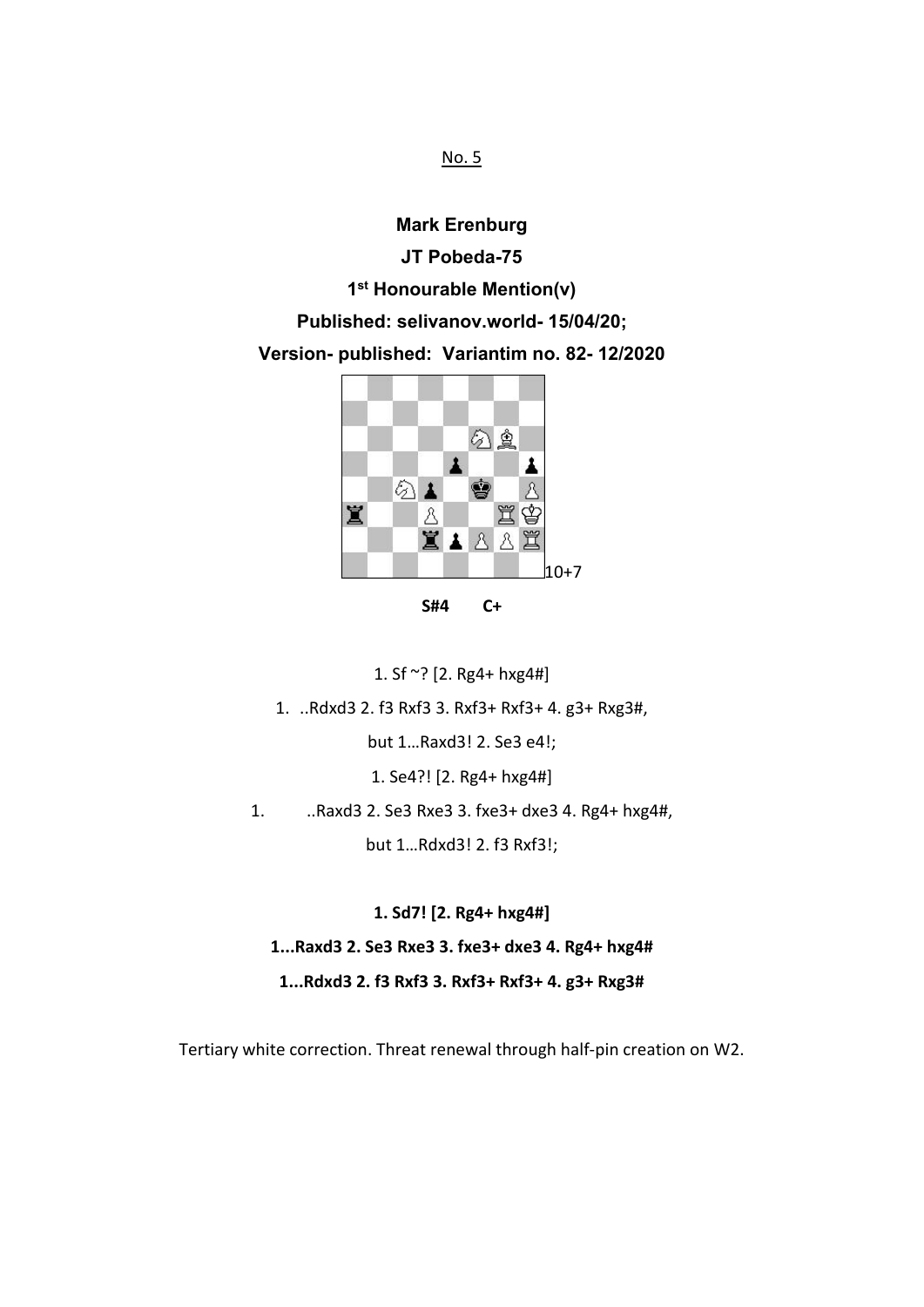No. 5

**Mark Erenburg**

**JT Pobeda-75**

**1st Honourable Mention(v)**

**Published: selivanov.world- 15/04/20;**

**Version- published: Variantim no. 82- 12/2020**

10+7

**S#4 C+**

1. Sf ~? [2. Rg4+ hxg4#]

1. ..Rdxd3 2. f3 Rxf3 3. Rxf3+ Rxf3+ 4. g3+ Rxg3#,

but 1…Raxd3! 2. Se3 e4!;

1. Se4?! [2. Rg4+ hxg4#]

1. ..Raxd3 2. Se3 Rxe3 3. fxe3+ dxe3 4. Rg4+ hxg4#,

but 1…Rdxd3! 2. f3 Rxf3!;

**1. Sd7! [2. Rg4+ hxg4#]**

**1...Raxd3 2. Se3 Rxe3 3. fxe3+ dxe3 4. Rg4+ hxg4#**

**1...Rdxd3 2. f3 Rxf3 3. Rxf3+ Rxf3+ 4. g3+ Rxg3#**

Tertiary white correction. Threat renewal through half-pin creation on W2.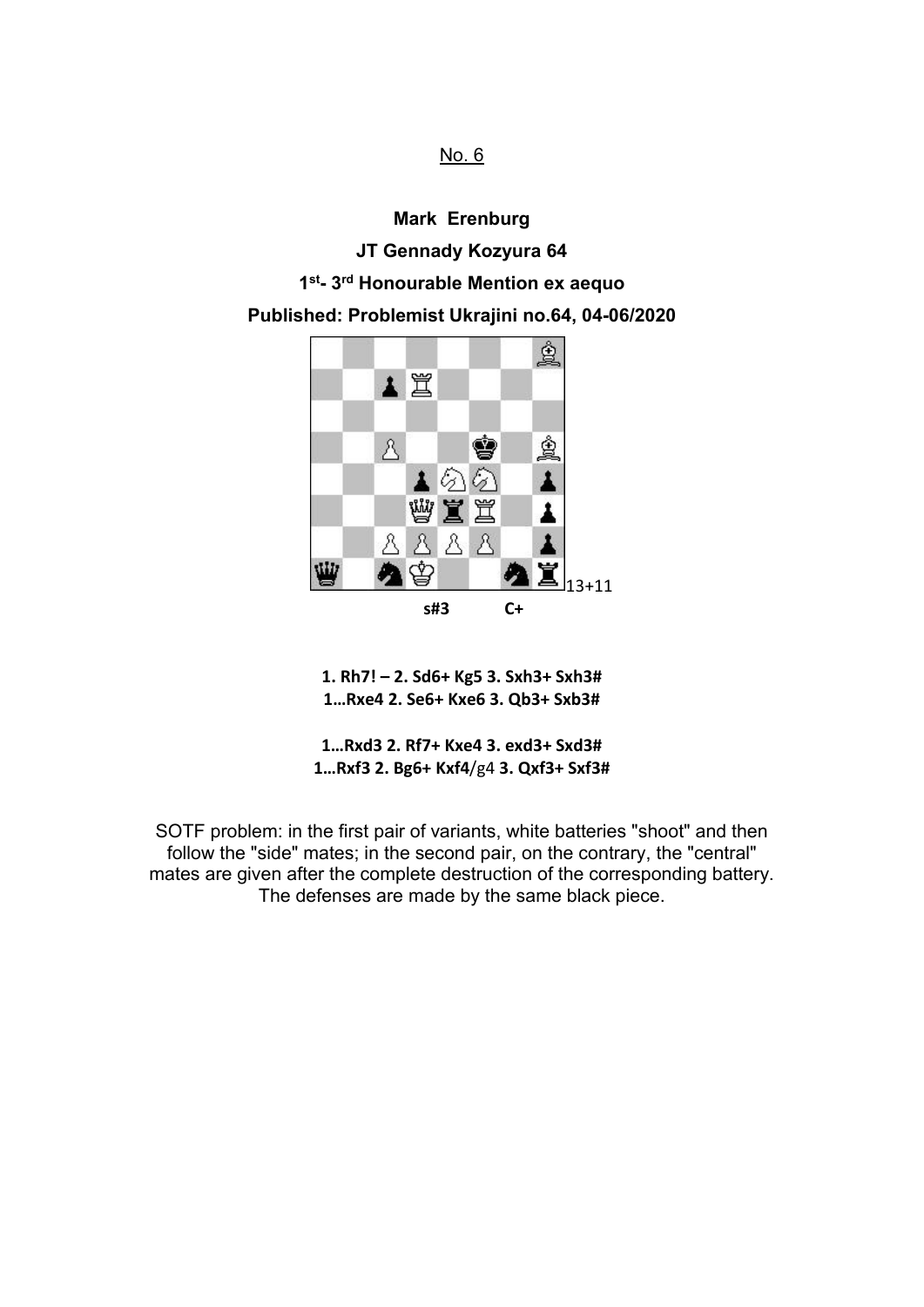No. 6

**Mark Erenburg**

**JT Gennady Kozyura 64**

**1st- 3rd Honourable Mention ex aequo**

**Published: Problemist Ukrajini no.64, 04-06/2020**

13+11

**s#3 C+**

**1. Rh7! – 2. Sd6+ Kg5 3. Sxh3+ Sxh3#**
**1…Rxe4 2. Se6+ Kxe6 3. Qb3+ Sxb3#**

**1…Rxd3 2. Rf7+ Kxe4 3. exd3+ Sxd3#**
**1…Rxf3 2. Bg6+ Kxf4**/g4 **3. Qxf3+ Sxf3#**

SOTF problem: in the first pair of variants, white batteries "shoot" and then follow the "side" mates; in the second pair, on the contrary, the "central" mates are given after the complete destruction of the corresponding battery. The defenses are made by the same black piece.